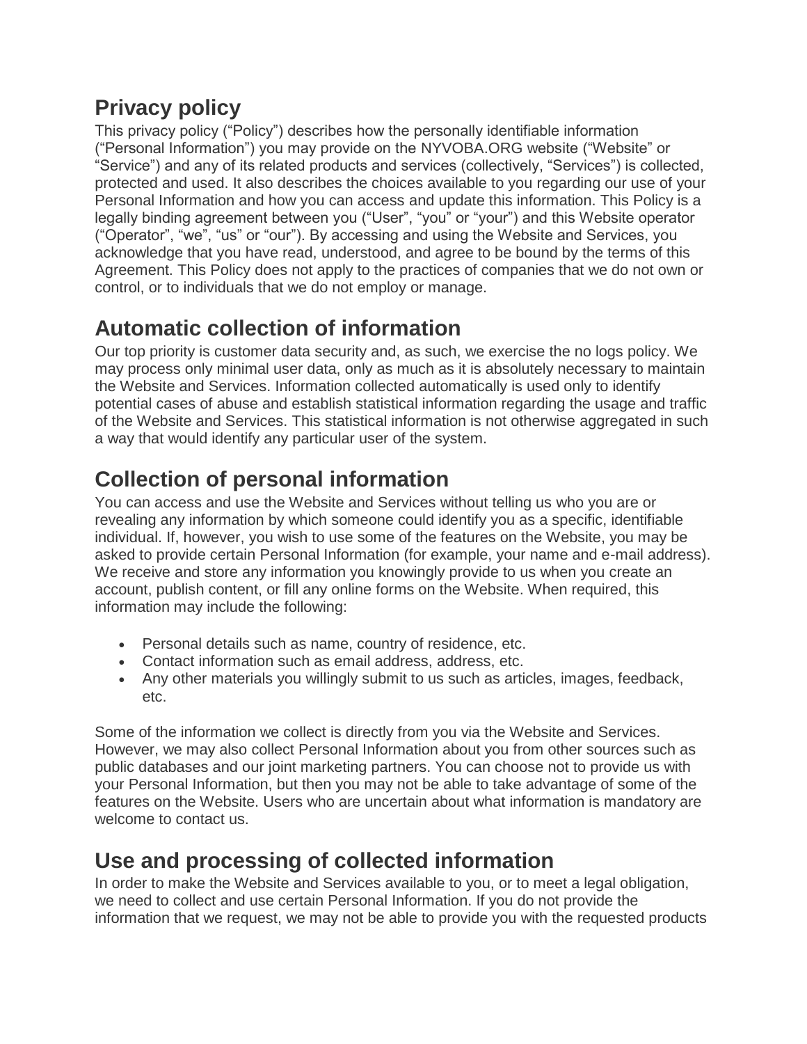# Privacy policy

This privacy policy ("Policy") describes how the personally identifiable information ("Personal Information") you may provide on the NYVOBA.ORG website ("Website" or "Service") and any of its related products and services (collectively, "Services") is collected, protected and used. It also describes the choices available to you regarding our use of your Personal Information and how you can access and update this information. This Policy is a legally binding agreement between you ("User", "you" or "your") and this Website operator ("Operator", "we", "us" or "our"). By accessing and using the Website and Services, you acknowledge that you have read, understood, and agree to be bound by the terms of this Agreement. This Policy does not apply to the practices of companies that we do not own or control, or to individuals that we do not employ or manage.

## Automatic collection of information

Our top priority is customer data security and, as such, we exercise the no logs policy. We may process only minimal user data, only as much as it is absolutely necessary to maintain the Website and Services. Information collected automatically is used only to identify potential cases of abuse and establish statistical information regarding the usage and traffic of the Website and Services. This statistical information is not otherwise aggregated in such a way that would identify any particular user of the system.

## Collection of personal information

You can access and use the Website and Services without telling us who you are or revealing any information by which someone could identify you as a specific, identifiable individual. If, however, you wish to use some of the features on the Website, you may be asked to provide certain Personal Information (for example, your name and e-mail address). We receive and store any information you knowingly provide to us when you create an account, publish content, or fill any online forms on the Website. When required, this information may include the following:

- Personal details such as name, country of residence, etc.
- Contact information such as email address, address, etc.
- Any other materials you willingly submit to us such as articles, images, feedback, etc.

Some of the information we collect is directly from you via the Website and Services. However, we may also collect Personal Information about you from other sources such as public databases and our joint marketing partners. You can choose not to provide us with your Personal Information, but then you may not be able to take advantage of some of the features on the Website. Users who are uncertain about what information is mandatory are welcome to contact us.

## Use and processing of collected information

In order to make the Website and Services available to you, or to meet a legal obligation, we need to collect and use certain Personal Information. If you do not provide the information that we request, we may not be able to provide you with the requested products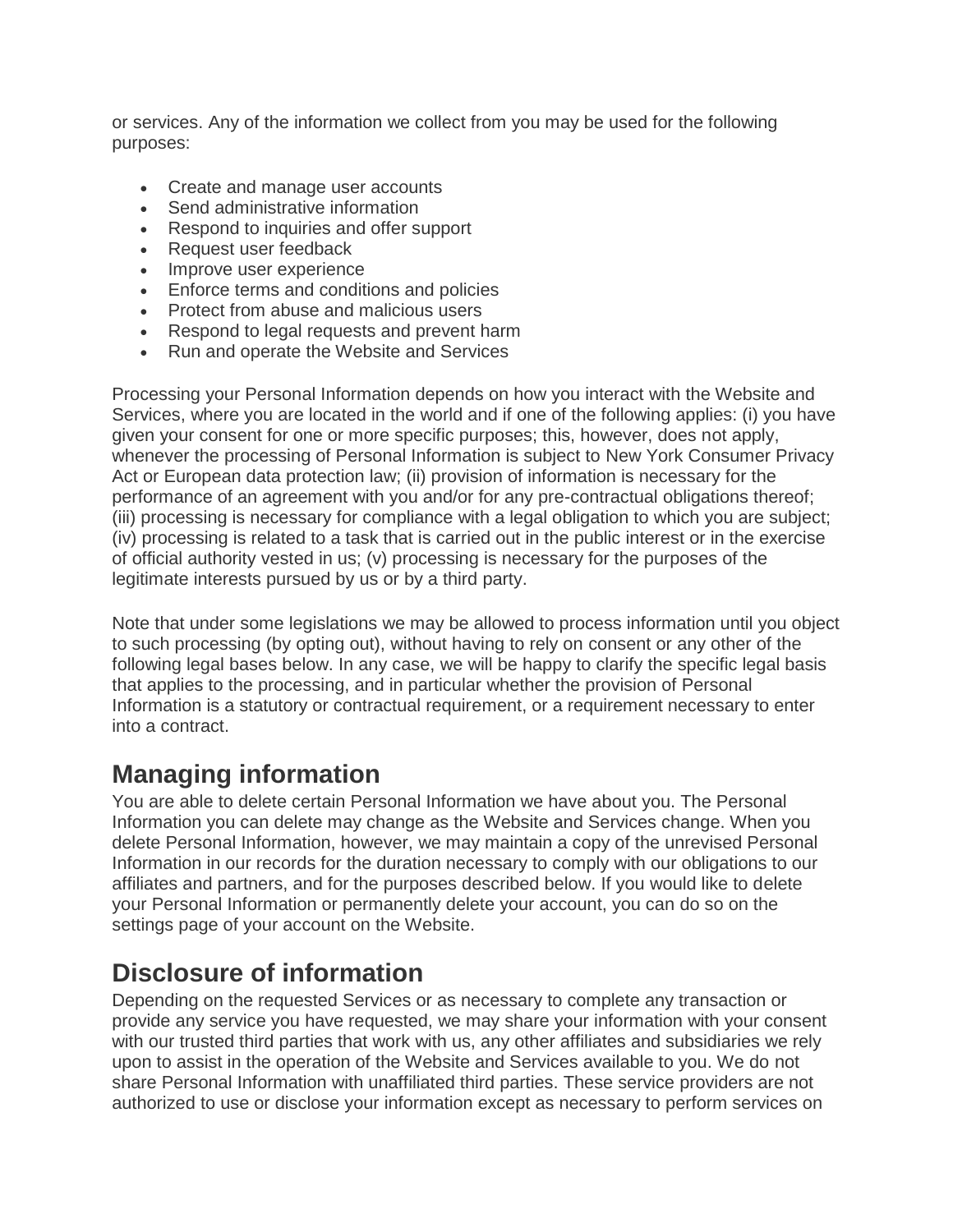or services. Any of the information we collect from you may be used for the following purposes:

- Create and manage user accounts
- Send administrative information
- Respond to inquiries and offer support
- Request user feedback
- Improve user experience
- Enforce terms and conditions and policies
- Protect from abuse and malicious users
- Respond to legal requests and prevent harm
- Run and operate the Website and Services

Processing your Personal Information depends on how you interact with the Website and Services, where you are located in the world and if one of the following applies: (i) you have given your consent for one or more specific purposes; this, however, does not apply, whenever the processing of Personal Information is subject to New York Consumer Privacy Act or European data protection law; (ii) provision of information is necessary for the performance of an agreement with you and/or for any pre-contractual obligations thereof; (iii) processing is necessary for compliance with a legal obligation to which you are subject; (iv) processing is related to a task that is carried out in the public interest or in the exercise of official authority vested in us; (v) processing is necessary for the purposes of the legitimate interests pursued by us or by a third party.

Note that under some legislations we may be allowed to process information until you object to such processing (by opting out), without having to rely on consent or any other of the following legal bases below. In any case, we will be happy to clarify the specific legal basis that applies to the processing, and in particular whether the provision of Personal Information is a statutory or contractual requirement, or a requirement necessary to enter into a contract.

## Managing information

You are able to delete certain Personal Information we have about you. The Personal Information you can delete may change as the Website and Services change. When you delete Personal Information, however, we may maintain a copy of the unrevised Personal Information in our records for the duration necessary to comply with our obligations to our affiliates and partners, and for the purposes described below. If you would like to delete your Personal Information or permanently delete your account, you can do so on the settings page of your account on the Website.

## Disclosure of information

Depending on the requested Services or as necessary to complete any transaction or provide any service you have requested, we may share your information with your consent with our trusted third parties that work with us, any other affiliates and subsidiaries we rely upon to assist in the operation of the Website and Services available to you. We do not share Personal Information with unaffiliated third parties. These service providers are not authorized to use or disclose your information except as necessary to perform services on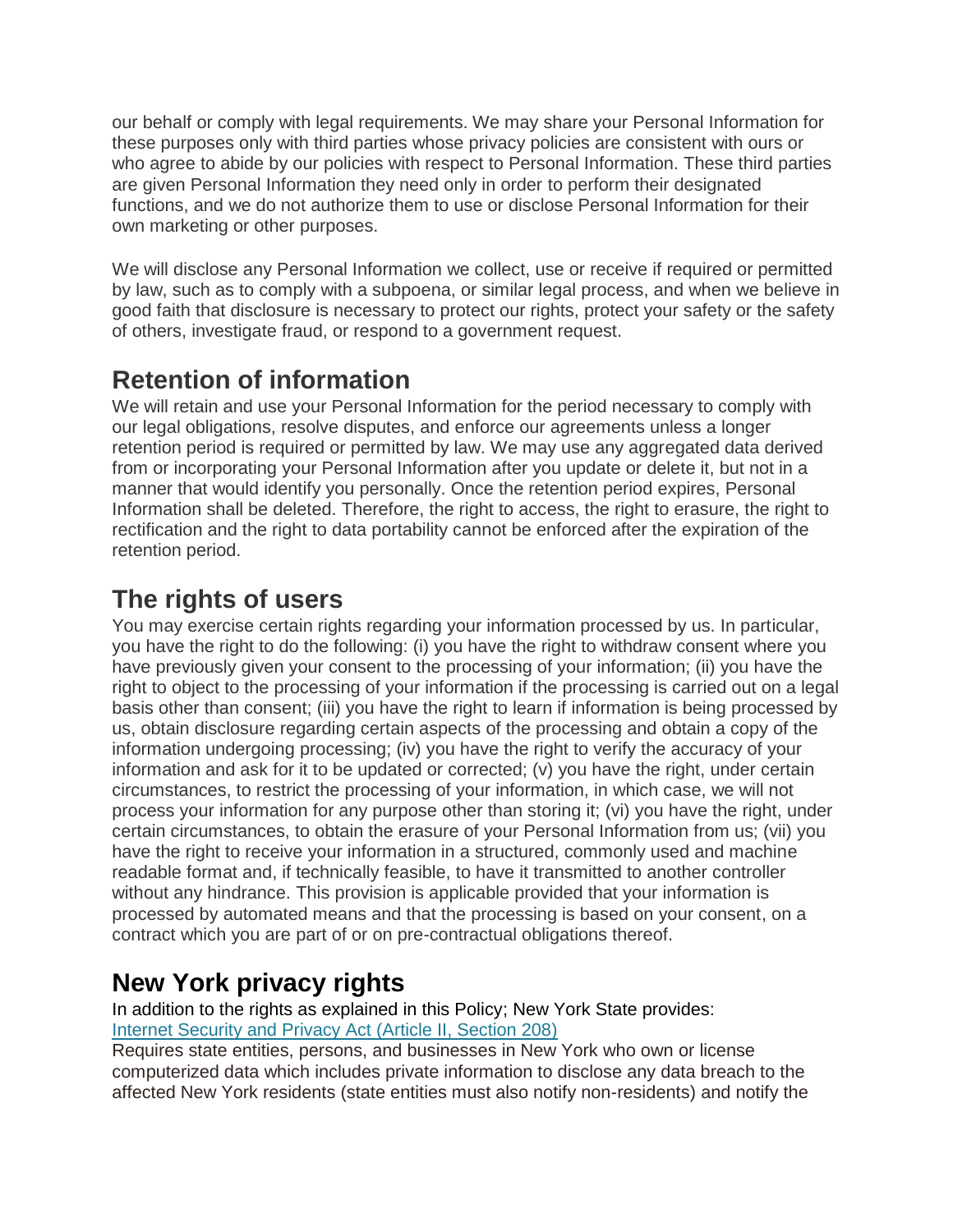our behalf or comply with legal requirements. We may share your Personal Information for these purposes only with third parties whose privacy policies are consistent with ours or who agree to abide by our policies with respect to Personal Information. These third parties are given Personal Information they need only in order to perform their designated functions, and we do not authorize them to use or disclose Personal Information for their own marketing or other purposes.

We will disclose any Personal Information we collect, use or receive if required or permitted by law, such as to comply with a subpoena, or similar legal process, and when we believe in good faith that disclosure is necessary to protect our rights, protect your safety or the safety of others, investigate fraud, or respond to a government request.

## Retention of information

We will retain and use your Personal Information for the period necessary to comply with our legal obligations, resolve disputes, and enforce our agreements unless a longer retention period is required or permitted by law. We may use any aggregated data derived from or incorporating your Personal Information after you update or delete it, but not in a manner that would identify you personally. Once the retention period expires, Personal Information shall be deleted. Therefore, the right to access, the right to erasure, the right to rectification and the right to data portability cannot be enforced after the expiration of the retention period.

## The rights of users

You may exercise certain rights regarding your information processed by us. In particular, you have the right to do the following: (i) you have the right to withdraw consent where you have previously given your consent to the processing of your information; (ii) you have the right to object to the processing of your information if the processing is carried out on a legal basis other than consent; (iii) you have the right to learn if information is being processed by us, obtain disclosure regarding certain aspects of the processing and obtain a copy of the information undergoing processing; (iv) you have the right to verify the accuracy of your information and ask for it to be updated or corrected; (v) you have the right, under certain circumstances, to restrict the processing of your information, in which case, we will not process your information for any purpose other than storing it; (vi) you have the right, under certain circumstances, to obtain the erasure of your Personal Information from us; (vii) you have the right to receive your information in a structured, commonly used and machine readable format and, if technically feasible, to have it transmitted to another controller without any hindrance. This provision is applicable provided that your information is processed by automated means and that the processing is based on your consent, on a contract which you are part of or on pre-contractual obligations thereof.

## New York privacy rights

In addition to the rights as explained in this Policy; New York State provides:
[Internet Security and Privacy Act (Article II, Section 208)]
Requires state entities, persons, and businesses in New York who own or license computerized data which includes private information to disclose any data breach to the affected New York residents (state entities must also notify non-residents) and notify the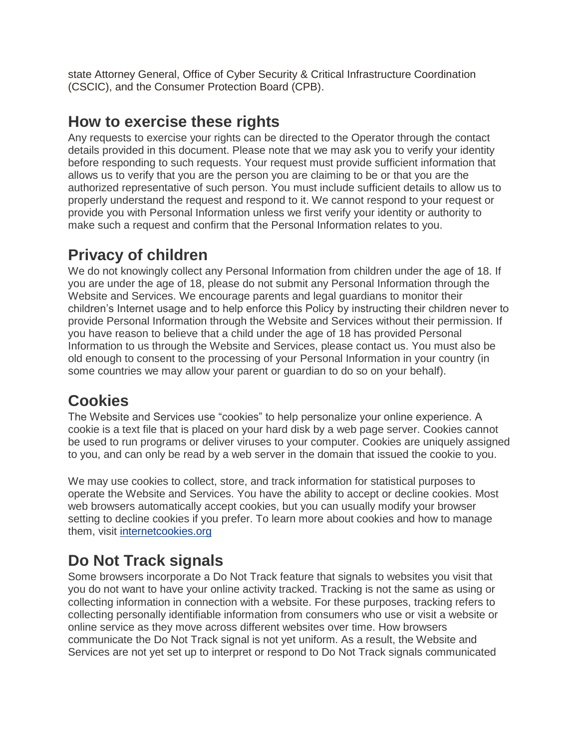state Attorney General, Office of Cyber Security & Critical Infrastructure Coordination (CSCIC), and the Consumer Protection Board (CPB).

## How to exercise these rights

Any requests to exercise your rights can be directed to the Operator through the contact details provided in this document. Please note that we may ask you to verify your identity before responding to such requests. Your request must provide sufficient information that allows us to verify that you are the person you are claiming to be or that you are the authorized representative of such person. You must include sufficient details to allow us to properly understand the request and respond to it. We cannot respond to your request or provide you with Personal Information unless we first verify your identity or authority to make such a request and confirm that the Personal Information relates to you.

## Privacy of children

We do not knowingly collect any Personal Information from children under the age of 18. If you are under the age of 18, please do not submit any Personal Information through the Website and Services. We encourage parents and legal guardians to monitor their children's Internet usage and to help enforce this Policy by instructing their children never to provide Personal Information through the Website and Services without their permission. If you have reason to believe that a child under the age of 18 has provided Personal Information to us through the Website and Services, please contact us. You must also be old enough to consent to the processing of your Personal Information in your country (in some countries we may allow your parent or guardian to do so on your behalf).

## Cookies

The Website and Services use "cookies" to help personalize your online experience. A cookie is a text file that is placed on your hard disk by a web page server. Cookies cannot be used to run programs or deliver viruses to your computer. Cookies are uniquely assigned to you, and can only be read by a web server in the domain that issued the cookie to you.

We may use cookies to collect, store, and track information for statistical purposes to operate the Website and Services. You have the ability to accept or decline cookies. Most web browsers automatically accept cookies, but you can usually modify your browser setting to decline cookies if you prefer. To learn more about cookies and how to manage them, visit [internetcookies.org](internetcookies.org)

## Do Not Track signals

Some browsers incorporate a Do Not Track feature that signals to websites you visit that you do not want to have your online activity tracked. Tracking is not the same as using or collecting information in connection with a website. For these purposes, tracking refers to collecting personally identifiable information from consumers who use or visit a website or online service as they move across different websites over time. How browsers communicate the Do Not Track signal is not yet uniform. As a result, the Website and Services are not yet set up to interpret or respond to Do Not Track signals communicated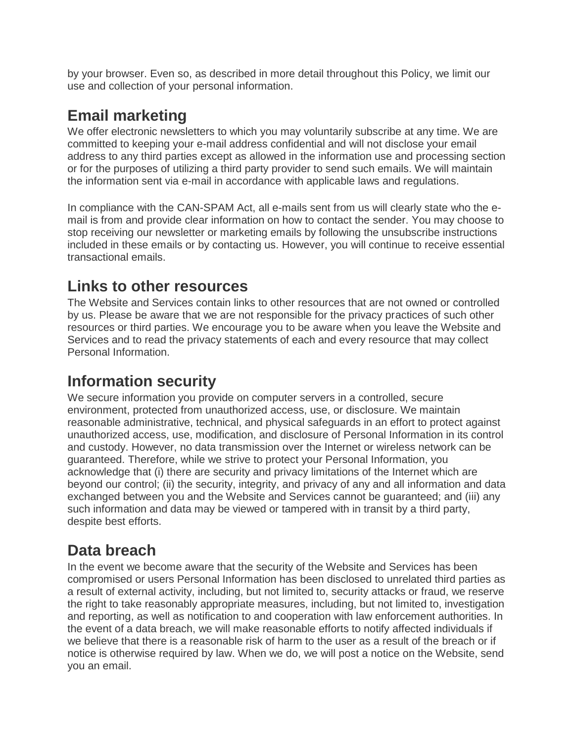by your browser. Even so, as described in more detail throughout this Policy, we limit our use and collection of your personal information.

## Email marketing

We offer electronic newsletters to which you may voluntarily subscribe at any time. We are committed to keeping your e-mail address confidential and will not disclose your email address to any third parties except as allowed in the information use and processing section or for the purposes of utilizing a third party provider to send such emails. We will maintain the information sent via e-mail in accordance with applicable laws and regulations.

In compliance with the CAN-SPAM Act, all e-mails sent from us will clearly state who the e-mail is from and provide clear information on how to contact the sender. You may choose to stop receiving our newsletter or marketing emails by following the unsubscribe instructions included in these emails or by contacting us. However, you will continue to receive essential transactional emails.

## Links to other resources

The Website and Services contain links to other resources that are not owned or controlled by us. Please be aware that we are not responsible for the privacy practices of such other resources or third parties. We encourage you to be aware when you leave the Website and Services and to read the privacy statements of each and every resource that may collect Personal Information.

## Information security

We secure information you provide on computer servers in a controlled, secure environment, protected from unauthorized access, use, or disclosure. We maintain reasonable administrative, technical, and physical safeguards in an effort to protect against unauthorized access, use, modification, and disclosure of Personal Information in its control and custody. However, no data transmission over the Internet or wireless network can be guaranteed. Therefore, while we strive to protect your Personal Information, you acknowledge that (i) there are security and privacy limitations of the Internet which are beyond our control; (ii) the security, integrity, and privacy of any and all information and data exchanged between you and the Website and Services cannot be guaranteed; and (iii) any such information and data may be viewed or tampered with in transit by a third party, despite best efforts.

## Data breach

In the event we become aware that the security of the Website and Services has been compromised or users Personal Information has been disclosed to unrelated third parties as a result of external activity, including, but not limited to, security attacks or fraud, we reserve the right to take reasonably appropriate measures, including, but not limited to, investigation and reporting, as well as notification to and cooperation with law enforcement authorities. In the event of a data breach, we will make reasonable efforts to notify affected individuals if we believe that there is a reasonable risk of harm to the user as a result of the breach or if notice is otherwise required by law. When we do, we will post a notice on the Website, send you an email.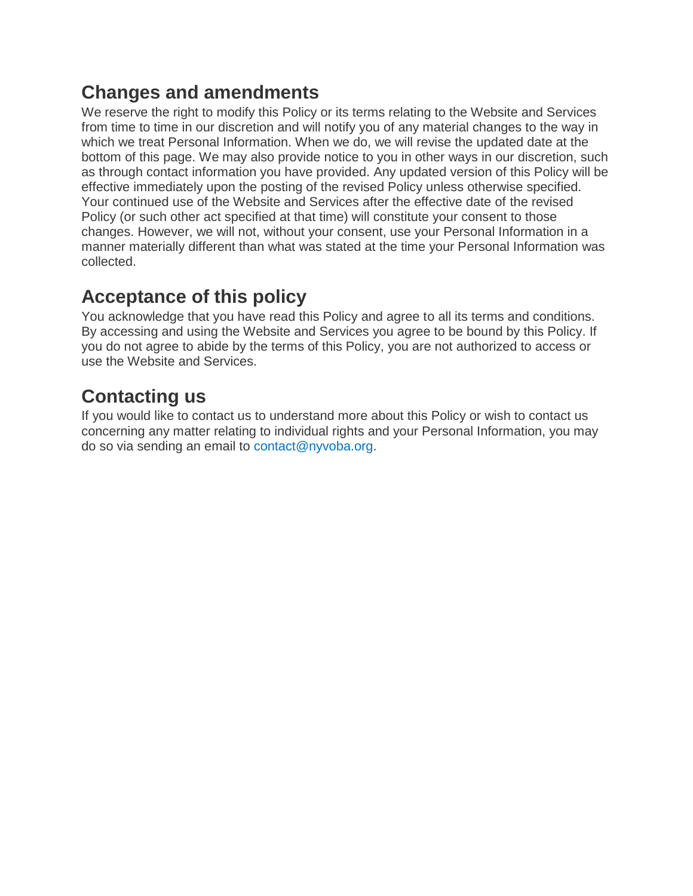## Changes and amendments

We reserve the right to modify this Policy or its terms relating to the Website and Services from time to time in our discretion and will notify you of any material changes to the way in which we treat Personal Information. When we do, we will revise the updated date at the bottom of this page. We may also provide notice to you in other ways in our discretion, such as through contact information you have provided. Any updated version of this Policy will be effective immediately upon the posting of the revised Policy unless otherwise specified. Your continued use of the Website and Services after the effective date of the revised Policy (or such other act specified at that time) will constitute your consent to those changes. However, we will not, without your consent, use your Personal Information in a manner materially different than what was stated at the time your Personal Information was collected.

## Acceptance of this policy

You acknowledge that you have read this Policy and agree to all its terms and conditions. By accessing and using the Website and Services you agree to be bound by this Policy. If you do not agree to abide by the terms of this Policy, you are not authorized to access or use the Website and Services.

## Contacting us

If you would like to contact us to understand more about this Policy or wish to contact us concerning any matter relating to individual rights and your Personal Information, you may do so via sending an email to contact@nyvoba.org.